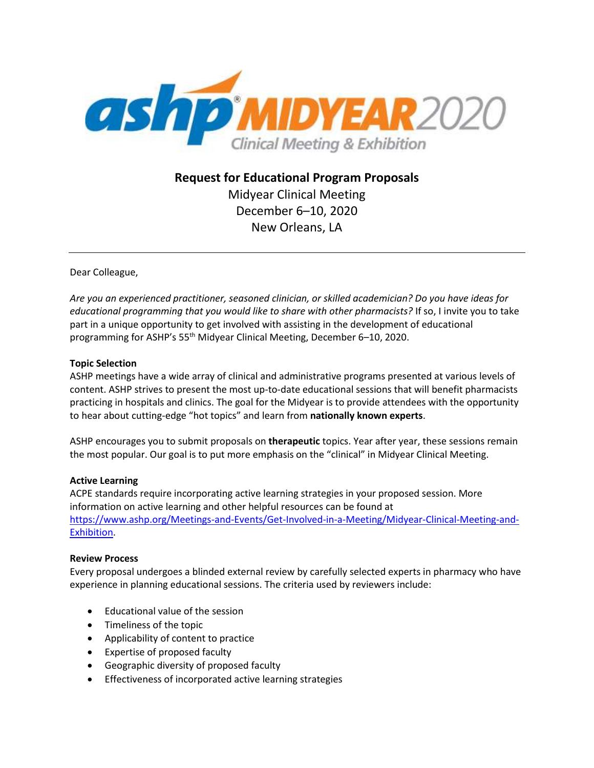ashp MIDYEAR 2020
Clinical Meeting & Exhibition

# Request for Educational Program Proposals

Midyear Clinical Meeting
December 6–10, 2020
New Orleans, LA

---

Dear Colleague,

*Are you an experienced practitioner, seasoned clinician, or skilled academician? Do you have ideas for educational programming that you would like to share with other pharmacists?* If so, I invite you to take part in a unique opportunity to get involved with assisting in the development of educational programming for ASHP's 55th Midyear Clinical Meeting, December 6–10, 2020.

**Topic Selection**

ASHP meetings have a wide array of clinical and administrative programs presented at various levels of content. ASHP strives to present the most up-to-date educational sessions that will benefit pharmacists practicing in hospitals and clinics. The goal for the Midyear is to provide attendees with the opportunity to hear about cutting-edge "hot topics" and learn from **nationally known experts**.

ASHP encourages you to submit proposals on **therapeutic** topics. Year after year, these sessions remain the most popular. Our goal is to put more emphasis on the "clinical" in Midyear Clinical Meeting.

**Active Learning**

ACPE standards require incorporating active learning strategies in your proposed session. More information on active learning and other helpful resources can be found at [https://www.ashp.org/Meetings-and-Events/Get-Involved-in-a-Meeting/Midyear-Clinical-Meeting-and-Exhibition](https://www.ashp.org/Meetings-and-Events/Get-Involved-in-a-Meeting/Midyear-Clinical-Meeting-and-Exhibition).

**Review Process**

Every proposal undergoes a blinded external review by carefully selected experts in pharmacy who have experience in planning educational sessions. The criteria used by reviewers include:

- Educational value of the session
- Timeliness of the topic
- Applicability of content to practice
- Expertise of proposed faculty
- Geographic diversity of proposed faculty
- Effectiveness of incorporated active learning strategies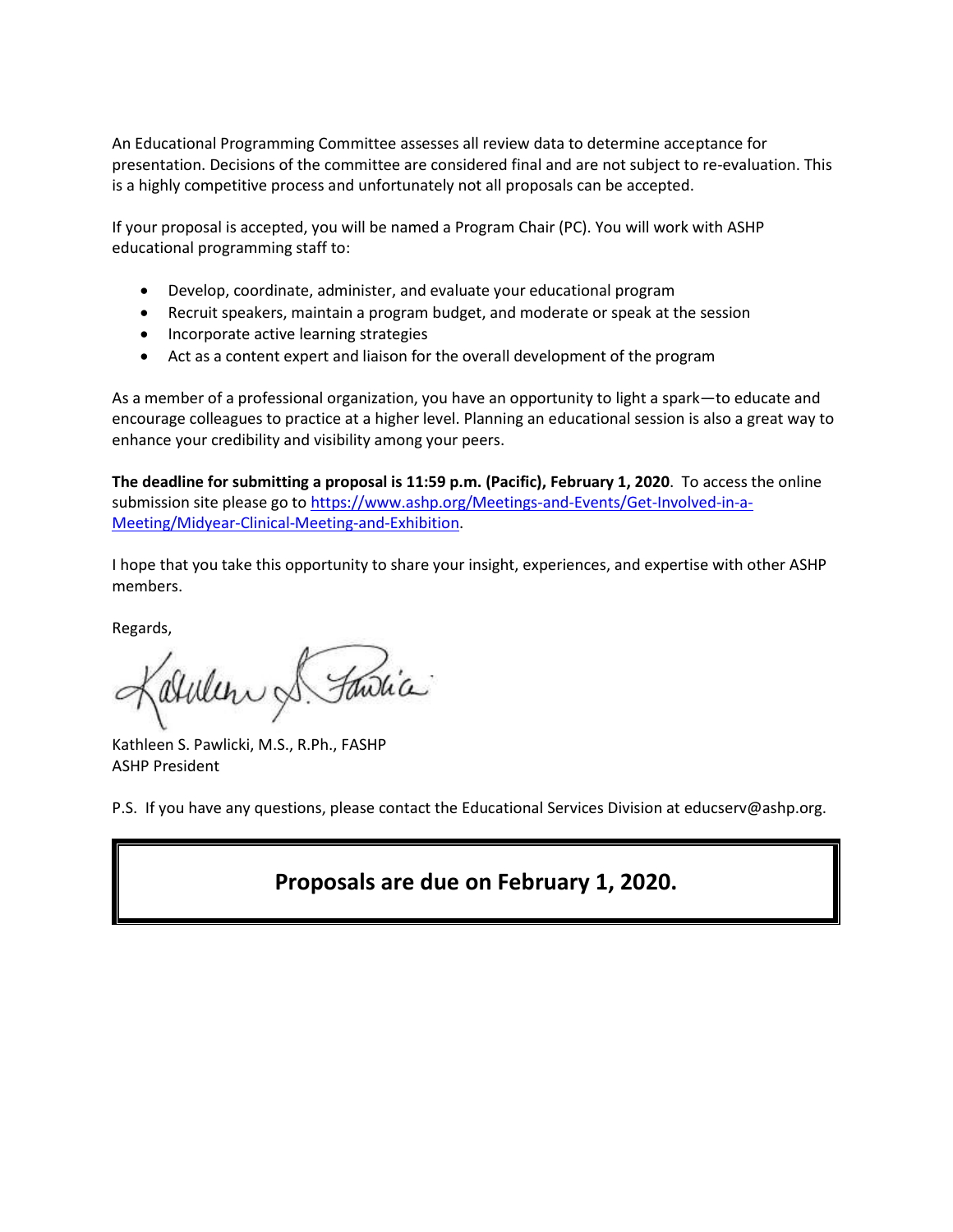An Educational Programming Committee assesses all review data to determine acceptance for presentation. Decisions of the committee are considered final and are not subject to re-evaluation. This is a highly competitive process and unfortunately not all proposals can be accepted.

If your proposal is accepted, you will be named a Program Chair (PC). You will work with ASHP educational programming staff to:

- Develop, coordinate, administer, and evaluate your educational program
- Recruit speakers, maintain a program budget, and moderate or speak at the session
- Incorporate active learning strategies
- Act as a content expert and liaison for the overall development of the program

As a member of a professional organization, you have an opportunity to light a spark—to educate and encourage colleagues to practice at a higher level. Planning an educational session is also a great way to enhance your credibility and visibility among your peers.

**The deadline for submitting a proposal is 11:59 p.m. (Pacific), February 1, 2020**. To access the online submission site please go to https://www.ashp.org/Meetings-and-Events/Get-Involved-in-a-Meeting/Midyear-Clinical-Meeting-and-Exhibition.

I hope that you take this opportunity to share your insight, experiences, and expertise with other ASHP members.

Regards,

Kathleen S. Pawlicki, M.S., R.Ph., FASHP
ASHP President

P.S. If you have any questions, please contact the Educational Services Division at educserv@ashp.org.

**Proposals are due on February 1, 2020.**